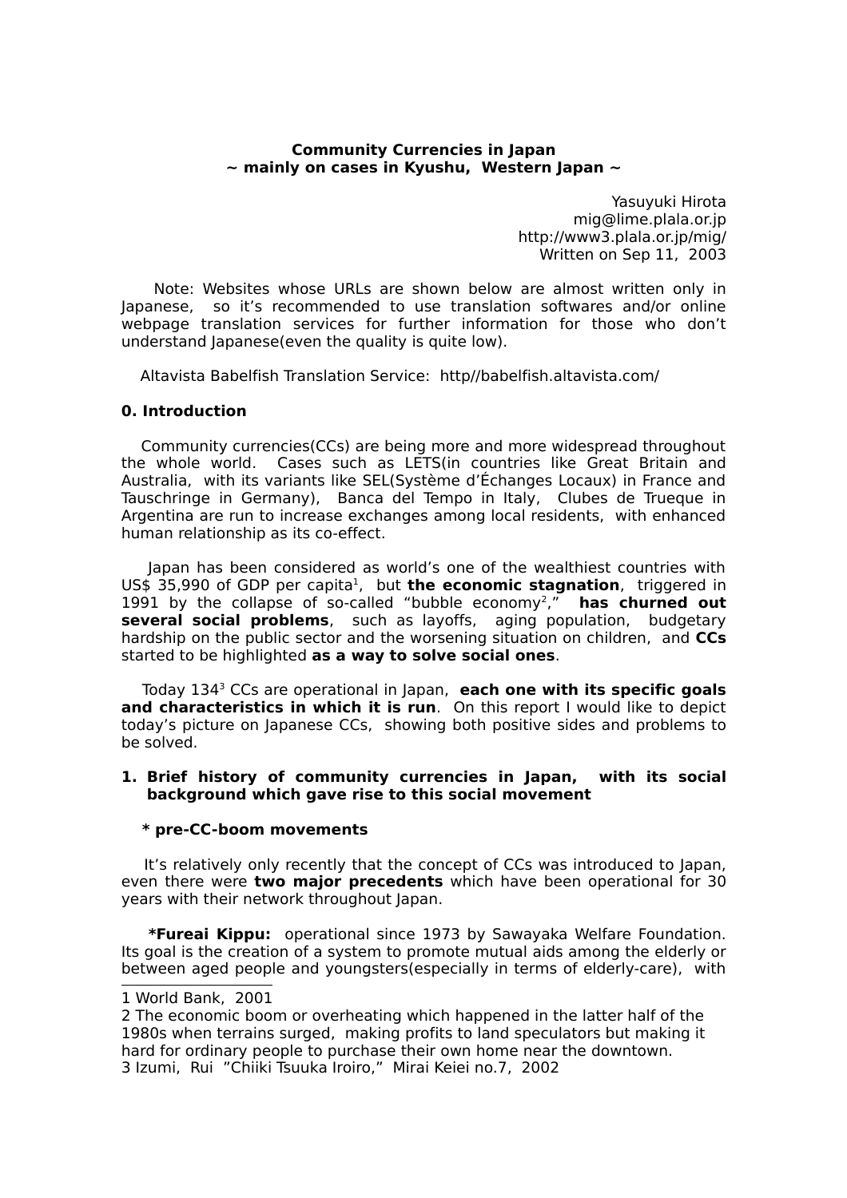**Community Currencies in Japan**
**~ mainly on cases in Kyushu, Western Japan ~**

Yasuyuki Hirota
mig@lime.plala.or.jp
http://www3.plala.or.jp/mig/
Written on Sep 11, 2003

Note: Websites whose URLs are shown below are almost written only in Japanese, so it's recommended to use translation softwares and/or online webpage translation services for further information for those who don't understand Japanese(even the quality is quite low).

Altavista Babelfish Translation Service: http//babelfish.altavista.com/

### 0. Introduction

Community currencies(CCs) are being more and more widespread throughout the whole world. Cases such as LETS(in countries like Great Britain and Australia, with its variants like SEL(Système d'Échanges Locaux) in France and Tauschringe in Germany), Banca del Tempo in Italy, Clubes de Trueque in Argentina are run to increase exchanges among local residents, with enhanced human relationship as its co-effect.

Japan has been considered as world's one of the wealthiest countries with US$ 35,990 of GDP per capita[1], but **the economic stagnation**, triggered in 1991 by the collapse of so-called "bubble economy[2]," **has churned out several social problems**, such as layoffs, aging population, budgetary hardship on the public sector and the worsening situation on children, and **CCs** started to be highlighted **as a way to solve social ones**.

Today 134[3] CCs are operational in Japan, **each one with its specific goals and characteristics in which it is run**. On this report I would like to depict today's picture on Japanese CCs, showing both positive sides and problems to be solved.

### 1. Brief history of community currencies in Japan, with its social background which gave rise to this social movement

**\* pre-CC-boom movements**

It's relatively only recently that the concept of CCs was introduced to Japan, even there were **two major precedents** which have been operational for 30 years with their network throughout Japan.

**\*Fureai Kippu:** operational since 1973 by Sawayaka Welfare Foundation. Its goal is the creation of a system to promote mutual aids among the elderly or between aged people and youngsters(especially in terms of elderly-care), with

---

1 World Bank, 2001

2 The economic boom or overheating which happened in the latter half of the 1980s when terrains surged, making profits to land speculators but making it hard for ordinary people to purchase their own home near the downtown.

3 Izumi, Rui "Chiiki Tsuuka Iroiro," Mirai Keiei no.7, 2002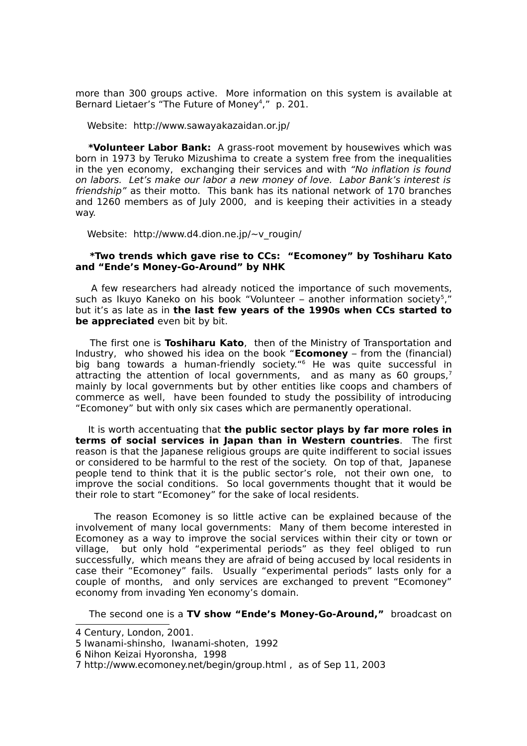more than 300 groups active. More information on this system is available at Bernard Lietaer's "The Future of Money[4]," p. 201.

Website: http://www.sawayakazaidan.or.jp/

**\*Volunteer Labor Bank:** A grass-root movement by housewives which was born in 1973 by Teruko Mizushima to create a system free from the inequalities in the yen economy, exchanging their services and with *"No inflation is found on labors. Let's make our labor a new money of love. Labor Bank's interest is friendship"* as their motto. This bank has its national network of 170 branches and 1260 members as of July 2000, and is keeping their activities in a steady way.

Website: http://www.d4.dion.ne.jp/~v_rougin/

**\*Two trends which gave rise to CCs: "Ecomoney" by Toshiharu Kato and "Ende's Money-Go-Around" by NHK**

A few researchers had already noticed the importance of such movements, such as Ikuyo Kaneko on his book "Volunteer – another information society[5]," but it's as late as in **the last few years of the 1990s when CCs started to be appreciated** even bit by bit.

The first one is **Toshiharu Kato**, then of the Ministry of Transportation and Industry, who showed his idea on the book "**Ecomoney** – from the (financial) big bang towards a human-friendly society."[6] He was quite successful in attracting the attention of local governments, and as many as 60 groups,[7] mainly by local governments but by other entities like coops and chambers of commerce as well, have been founded to study the possibility of introducing "Ecomoney" but with only six cases which are permanently operational.

It is worth accentuating that **the public sector plays by far more roles in terms of social services in Japan than in Western countries**. The first reason is that the Japanese religious groups are quite indifferent to social issues or considered to be harmful to the rest of the society. On top of that, Japanese people tend to think that it is the public sector's role, not their own one, to improve the social conditions. So local governments thought that it would be their role to start "Ecomoney" for the sake of local residents.

The reason Ecomoney is so little active can be explained because of the involvement of many local governments: Many of them become interested in Ecomoney as a way to improve the social services within their city or town or village, but only hold "experimental periods" as they feel obliged to run successfully, which means they are afraid of being accused by local residents in case their "Ecomoney" fails. Usually "experimental periods" lasts only for a couple of months, and only services are exchanged to prevent "Ecomoney" economy from invading Yen economy's domain.

The second one is a **TV show "Ende's Money-Go-Around,"** broadcast on

---

4 Century, London, 2001.

5 Iwanami-shinsho, Iwanami-shoten, 1992

6 Nihon Keizai Hyoronsha, 1998

7 http://www.ecomoney.net/begin/group.html , as of Sep 11, 2003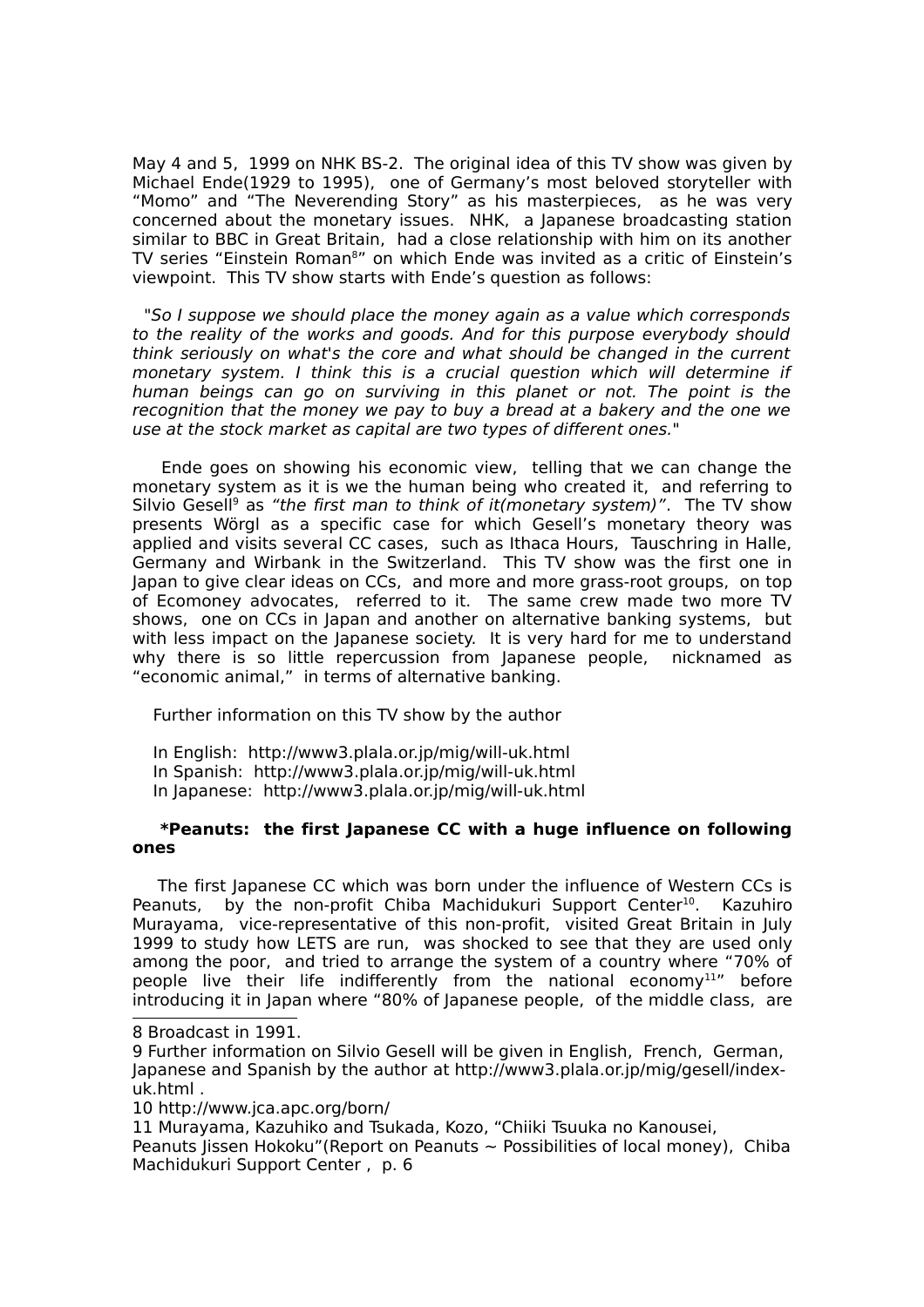May 4 and 5, 1999 on NHK BS-2. The original idea of this TV show was given by Michael Ende(1929 to 1995), one of Germany's most beloved storyteller with "Momo" and "The Neverending Story" as his masterpieces, as he was very concerned about the monetary issues. NHK, a Japanese broadcasting station similar to BBC in Great Britain, had a close relationship with him on its another TV series "Einstein Roman[8]" on which Ende was invited as a critic of Einstein's viewpoint. This TV show starts with Ende's question as follows:

"*So I suppose we should place the money again as a value which corresponds to the reality of the works and goods. And for this purpose everybody should think seriously on what's the core and what should be changed in the current monetary system. I think this is a crucial question which will determine if human beings can go on surviving in this planet or not. The point is the recognition that the money we pay to buy a bread at a bakery and the one we use at the stock market as capital are two types of different ones.*"

Ende goes on showing his economic view, telling that we can change the monetary system as it is we the human being who created it, and referring to Silvio Gesell[9] as *"the first man to think of it(monetary system)"*. The TV show presents Wörgl as a specific case for which Gesell's monetary theory was applied and visits several CC cases, such as Ithaca Hours, Tauschring in Halle, Germany and Wirbank in the Switzerland. This TV show was the first one in Japan to give clear ideas on CCs, and more and more grass-root groups, on top of Ecomoney advocates, referred to it. The same crew made two more TV shows, one on CCs in Japan and another on alternative banking systems, but with less impact on the Japanese society. It is very hard for me to understand why there is so little repercussion from Japanese people, nicknamed as "economic animal," in terms of alternative banking.

Further information on this TV show by the author

In English: http://www3.plala.or.jp/mig/will-uk.html
In Spanish: http://www3.plala.or.jp/mig/will-uk.html
In Japanese: http://www3.plala.or.jp/mig/will-uk.html

**\*Peanuts: the first Japanese CC with a huge influence on following ones**

The first Japanese CC which was born under the influence of Western CCs is Peanuts, by the non-profit Chiba Machidukuri Support Center[10]. Kazuhiro Murayama, vice-representative of this non-profit, visited Great Britain in July 1999 to study how LETS are run, was shocked to see that they are used only among the poor, and tried to arrange the system of a country where "70% of people live their life indifferently from the national economy[11]" before introducing it in Japan where "80% of Japanese people, of the middle class, are

---

8 Broadcast in 1991.

9 Further information on Silvio Gesell will be given in English, French, German, Japanese and Spanish by the author at http://www3.plala.or.jp/mig/gesell/index-uk.html .

10 http://www.jca.apc.org/born/

11 Murayama, Kazuhiko and Tsukada, Kozo, "Chiiki Tsuuka no Kanousei, Peanuts Jissen Hokoku"(Report on Peanuts ~ Possibilities of local money), Chiba Machidukuri Support Center , p. 6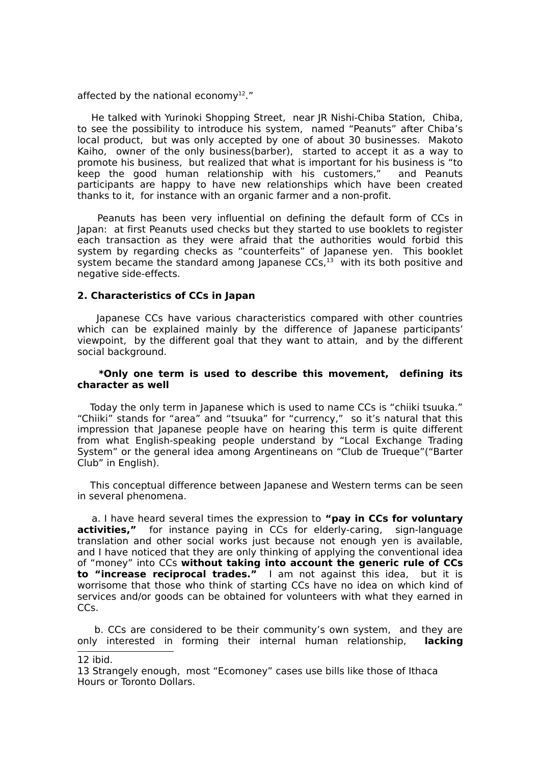affected by the national economy[12]."

He talked with Yurinoki Shopping Street, near JR Nishi-Chiba Station, Chiba, to see the possibility to introduce his system, named "Peanuts" after Chiba's local product, but was only accepted by one of about 30 businesses. Makoto Kaiho, owner of the only business(barber), started to accept it as a way to promote his business, but realized that what is important for his business is "to keep the good human relationship with his customers," and Peanuts participants are happy to have new relationships which have been created thanks to it, for instance with an organic farmer and a non-profit.

Peanuts has been very influential on defining the default form of CCs in Japan: at first Peanuts used checks but they started to use booklets to register each transaction as they were afraid that the authorities would forbid this system by regarding checks as "counterfeits" of Japanese yen. This booklet system became the standard among Japanese CCs,[13] with its both positive and negative side-effects.

### 2. Characteristics of CCs in Japan

Japanese CCs have various characteristics compared with other countries which can be explained mainly by the difference of Japanese participants' viewpoint, by the different goal that they want to attain, and by the different social background.

**\*Only one term is used to describe this movement, defining its character as well**

Today the only term in Japanese which is used to name CCs is "chiiki tsuuka." "Chiiki" stands for "area" and "tsuuka" for "currency," so it's natural that this impression that Japanese people have on hearing this term is quite different from what English-speaking people understand by "Local Exchange Trading System" or the general idea among Argentineans on "Club de Trueque"("Barter Club" in English).

This conceptual difference between Japanese and Western terms can be seen in several phenomena.

a. I have heard several times the expression to **"pay in CCs for voluntary activities,"** for instance paying in CCs for elderly-caring, sign-language translation and other social works just because not enough yen is available, and I have noticed that they are only thinking of applying the conventional idea of "money" into CCs **without taking into account the generic rule of CCs to "increase reciprocal trades."** I am not against this idea, but it is worrisome that those who think of starting CCs have no idea on which kind of services and/or goods can be obtained for volunteers with what they earned in CCs.

b. CCs are considered to be their community's own system, and they are only interested in forming their internal human relationship, **lacking**

---

12 ibid.

13 Strangely enough, most "Ecomoney" cases use bills like those of Ithaca Hours or Toronto Dollars.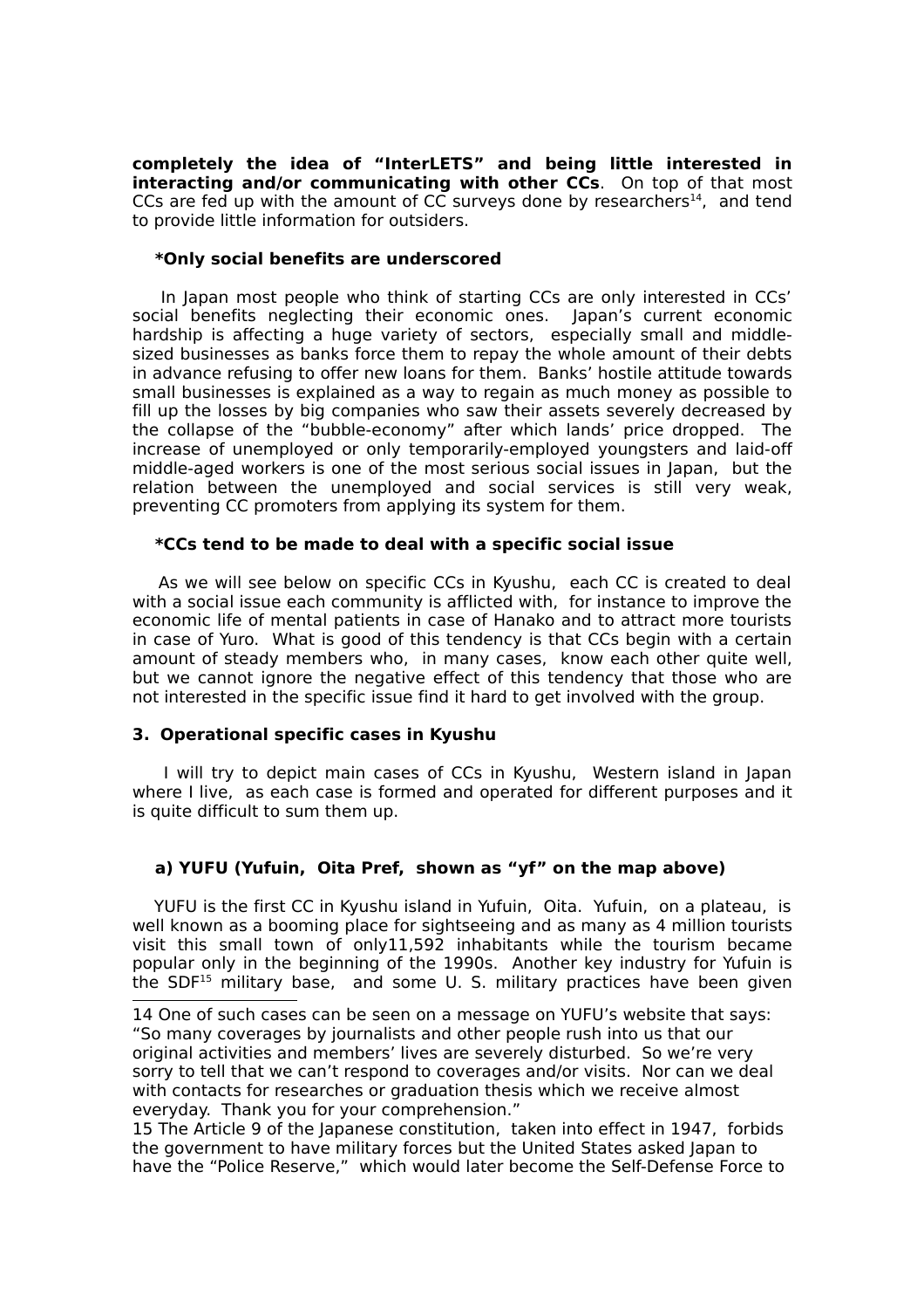**completely the idea of "InterLETS" and being little interested in interacting and/or communicating with other CCs**. On top of that most CCs are fed up with the amount of CC surveys done by researchers[14], and tend to provide little information for outsiders.

**\*Only social benefits are underscored**

In Japan most people who think of starting CCs are only interested in CCs' social benefits neglecting their economic ones. Japan's current economic hardship is affecting a huge variety of sectors, especially small and middle-sized businesses as banks force them to repay the whole amount of their debts in advance refusing to offer new loans for them. Banks' hostile attitude towards small businesses is explained as a way to regain as much money as possible to fill up the losses by big companies who saw their assets severely decreased by the collapse of the "bubble-economy" after which lands' price dropped. The increase of unemployed or only temporarily-employed youngsters and laid-off middle-aged workers is one of the most serious social issues in Japan, but the relation between the unemployed and social services is still very weak, preventing CC promoters from applying its system for them.

**\*CCs tend to be made to deal with a specific social issue**

As we will see below on specific CCs in Kyushu, each CC is created to deal with a social issue each community is afflicted with, for instance to improve the economic life of mental patients in case of Hanako and to attract more tourists in case of Yuro. What is good of this tendency is that CCs begin with a certain amount of steady members who, in many cases, know each other quite well, but we cannot ignore the negative effect of this tendency that those who are not interested in the specific issue find it hard to get involved with the group.

### 3. Operational specific cases in Kyushu

I will try to depict main cases of CCs in Kyushu, Western island in Japan where I live, as each case is formed and operated for different purposes and it is quite difficult to sum them up.

#### a) YUFU (Yufuin, Oita Pref, shown as "yf" on the map above)

YUFU is the first CC in Kyushu island in Yufuin, Oita. Yufuin, on a plateau, is well known as a booming place for sightseeing and as many as 4 million tourists visit this small town of only11,592 inhabitants while the tourism became popular only in the beginning of the 1990s. Another key industry for Yufuin is the SDF[15] military base, and some U. S. military practices have been given

---

14 One of such cases can be seen on a message on YUFU's website that says: "So many coverages by journalists and other people rush into us that our original activities and members' lives are severely disturbed. So we're very sorry to tell that we can't respond to coverages and/or visits. Nor can we deal with contacts for researches or graduation thesis which we receive almost everyday. Thank you for your comprehension."

15 The Article 9 of the Japanese constitution, taken into effect in 1947, forbids the government to have military forces but the United States asked Japan to have the "Police Reserve," which would later become the Self-Defense Force to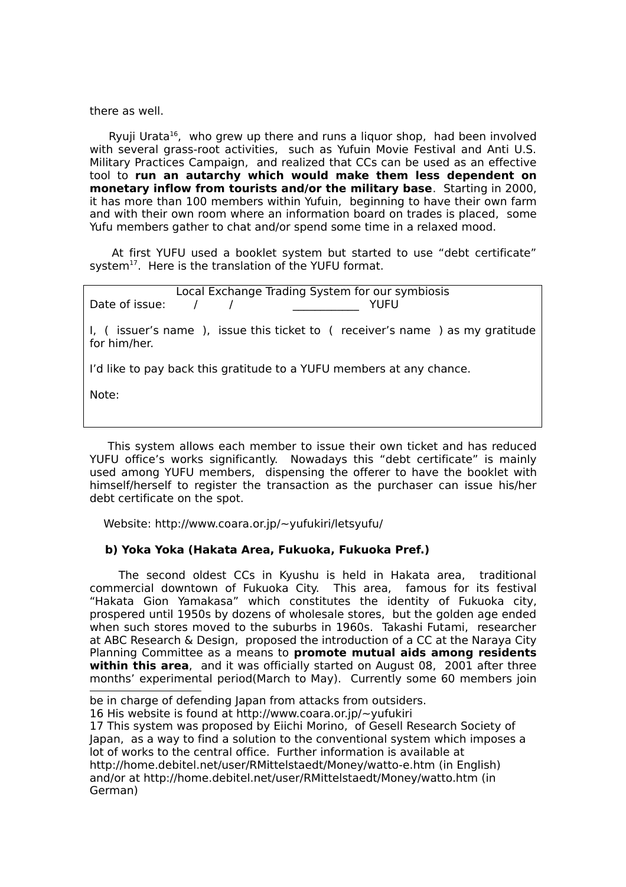there as well.

Ryuji Urata[16], who grew up there and runs a liquor shop, had been involved with several grass-root activities, such as Yufuin Movie Festival and Anti U.S. Military Practices Campaign, and realized that CCs can be used as an effective tool to **run an autarchy which would make them less dependent on monetary inflow from tourists and/or the military base**. Starting in 2000, it has more than 100 members within Yufuin, beginning to have their own farm and with their own room where an information board on trades is placed, some Yufu members gather to chat and/or spend some time in a relaxed mood.

At first YUFU used a booklet system but started to use "debt certificate" system[17]. Here is the translation of the YUFU format.

> Local Exchange Trading System for our symbiosis
>
> Date of issue: / / ___________ YUFU
>
> I, ( issuer's name ), issue this ticket to ( receiver's name ) as my gratitude for him/her.
>
> I'd like to pay back this gratitude to a YUFU members at any chance.
>
> Note:

This system allows each member to issue their own ticket and has reduced YUFU office's works significantly. Nowadays this "debt certificate" is mainly used among YUFU members, dispensing the offerer to have the booklet with himself/herself to register the transaction as the purchaser can issue his/her debt certificate on the spot.

Website: http://www.coara.or.jp/~yufukiri/letsyufu/

**b) Yoka Yoka (Hakata Area, Fukuoka, Fukuoka Pref.)**

The second oldest CCs in Kyushu is held in Hakata area, traditional commercial downtown of Fukuoka City. This area, famous for its festival "Hakata Gion Yamakasa" which constitutes the identity of Fukuoka city, prospered until 1950s by dozens of wholesale stores, but the golden age ended when such stores moved to the suburbs in 1960s. Takashi Futami, researcher at ABC Research & Design, proposed the introduction of a CC at the Naraya City Planning Committee as a means to **promote mutual aids among residents within this area**, and it was officially started on August 08, 2001 after three months' experimental period(March to May). Currently some 60 members join

---

be in charge of defending Japan from attacks from outsiders.

16 His website is found at http://www.coara.or.jp/~yufukiri

17 This system was proposed by Eiichi Morino, of Gesell Research Society of Japan, as a way to find a solution to the conventional system which imposes a lot of works to the central office. Further information is available at http://home.debitel.net/user/RMittelstaedt/Money/watto-e.htm (in English) and/or at http://home.debitel.net/user/RMittelstaedt/Money/watto.htm (in German)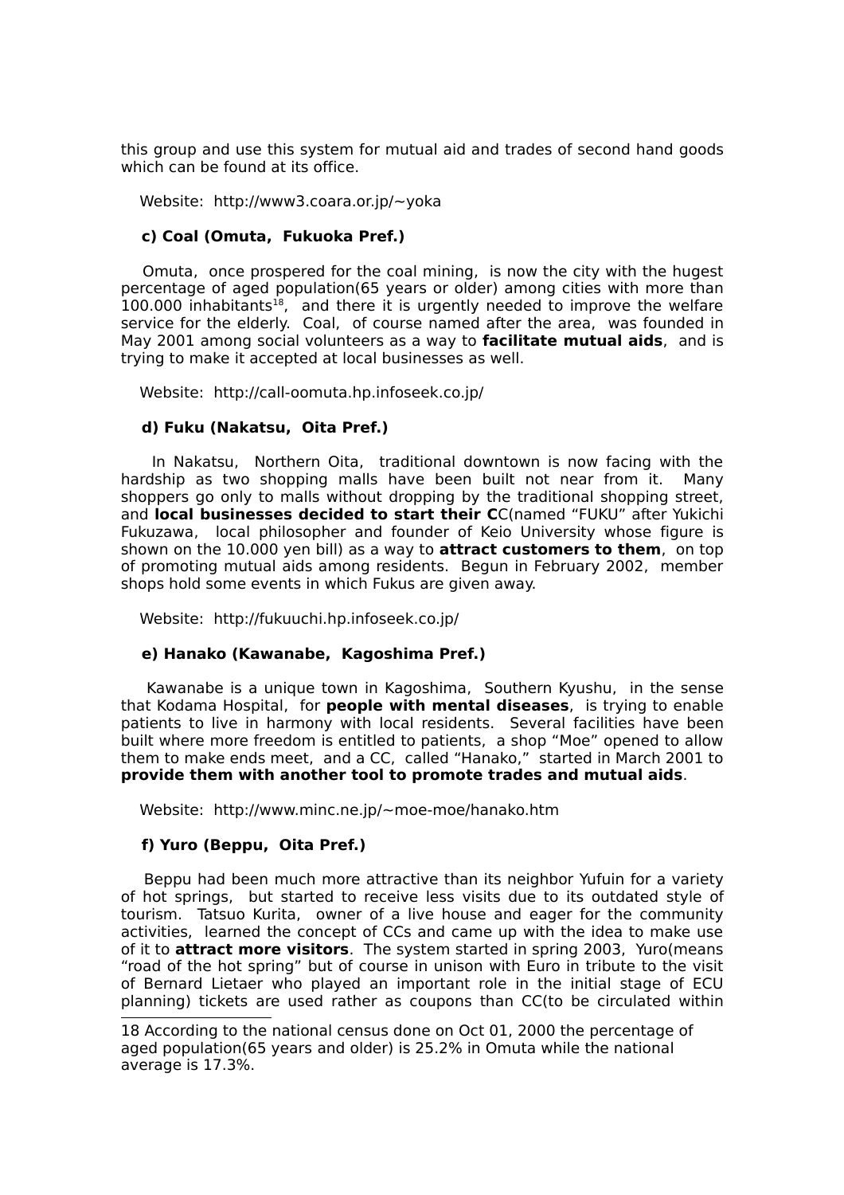this group and use this system for mutual aid and trades of second hand goods which can be found at its office.

Website: http://www3.coara.or.jp/~yoka

**c) Coal (Omuta, Fukuoka Pref.)**

Omuta, once prospered for the coal mining, is now the city with the hugest percentage of aged population(65 years or older) among cities with more than 100.000 inhabitants[18], and there it is urgently needed to improve the welfare service for the elderly. Coal, of course named after the area, was founded in May 2001 among social volunteers as a way to **facilitate mutual aids**, and is trying to make it accepted at local businesses as well.

Website: http://call-oomuta.hp.infoseek.co.jp/

**d) Fuku (Nakatsu, Oita Pref.)**

In Nakatsu, Northern Oita, traditional downtown is now facing with the hardship as two shopping malls have been built not near from it. Many shoppers go only to malls without dropping by the traditional shopping street, and **local businesses decided to start their C**C(named "FUKU" after Yukichi Fukuzawa, local philosopher and founder of Keio University whose figure is shown on the 10.000 yen bill) as a way to **attract customers to them**, on top of promoting mutual aids among residents. Begun in February 2002, member shops hold some events in which Fukus are given away.

Website: http://fukuuchi.hp.infoseek.co.jp/

**e) Hanako (Kawanabe, Kagoshima Pref.)**

Kawanabe is a unique town in Kagoshima, Southern Kyushu, in the sense that Kodama Hospital, for **people with mental diseases**, is trying to enable patients to live in harmony with local residents. Several facilities have been built where more freedom is entitled to patients, a shop "Moe" opened to allow them to make ends meet, and a CC, called "Hanako," started in March 2001 to **provide them with another tool to promote trades and mutual aids**.

Website: http://www.minc.ne.jp/~moe-moe/hanako.htm

**f) Yuro (Beppu, Oita Pref.)**

Beppu had been much more attractive than its neighbor Yufuin for a variety of hot springs, but started to receive less visits due to its outdated style of tourism. Tatsuo Kurita, owner of a live house and eager for the community activities, learned the concept of CCs and came up with the idea to make use of it to **attract more visitors**. The system started in spring 2003, Yuro(means "road of the hot spring" but of course in unison with Euro in tribute to the visit of Bernard Lietaer who played an important role in the initial stage of ECU planning) tickets are used rather as coupons than CC(to be circulated within

---

18 According to the national census done on Oct 01, 2000 the percentage of aged population(65 years and older) is 25.2% in Omuta while the national average is 17.3%.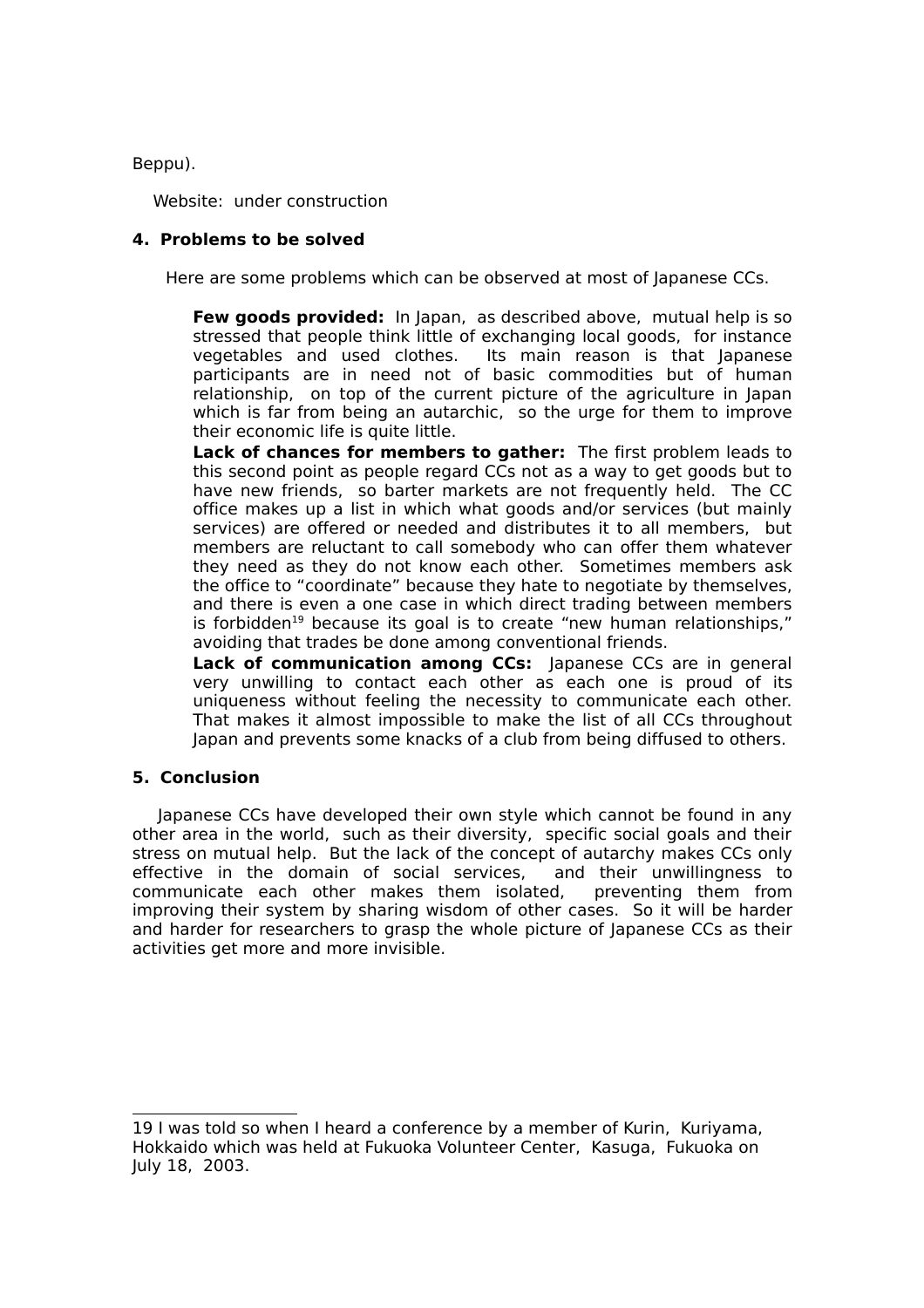Beppu).

Website: under construction

## 4. Problems to be solved

Here are some problems which can be observed at most of Japanese CCs.

**Few goods provided:** In Japan, as described above, mutual help is so stressed that people think little of exchanging local goods, for instance vegetables and used clothes. Its main reason is that Japanese participants are in need not of basic commodities but of human relationship, on top of the current picture of the agriculture in Japan which is far from being an autarchic, so the urge for them to improve their economic life is quite little.

**Lack of chances for members to gather:** The first problem leads to this second point as people regard CCs not as a way to get goods but to have new friends, so barter markets are not frequently held. The CC office makes up a list in which what goods and/or services (but mainly services) are offered or needed and distributes it to all members, but members are reluctant to call somebody who can offer them whatever they need as they do not know each other. Sometimes members ask the office to "coordinate" because they hate to negotiate by themselves, and there is even a one case in which direct trading between members is forbidden[19] because its goal is to create "new human relationships," avoiding that trades be done among conventional friends.

**Lack of communication among CCs:** Japanese CCs are in general very unwilling to contact each other as each one is proud of its uniqueness without feeling the necessity to communicate each other. That makes it almost impossible to make the list of all CCs throughout Japan and prevents some knacks of a club from being diffused to others.

## 5. Conclusion

Japanese CCs have developed their own style which cannot be found in any other area in the world, such as their diversity, specific social goals and their stress on mutual help. But the lack of the concept of autarchy makes CCs only effective in the domain of social services, and their unwillingness to communicate each other makes them isolated, preventing them from improving their system by sharing wisdom of other cases. So it will be harder and harder for researchers to grasp the whole picture of Japanese CCs as their activities get more and more invisible.

---

19 I was told so when I heard a conference by a member of Kurin, Kuriyama, Hokkaido which was held at Fukuoka Volunteer Center, Kasuga, Fukuoka on July 18, 2003.